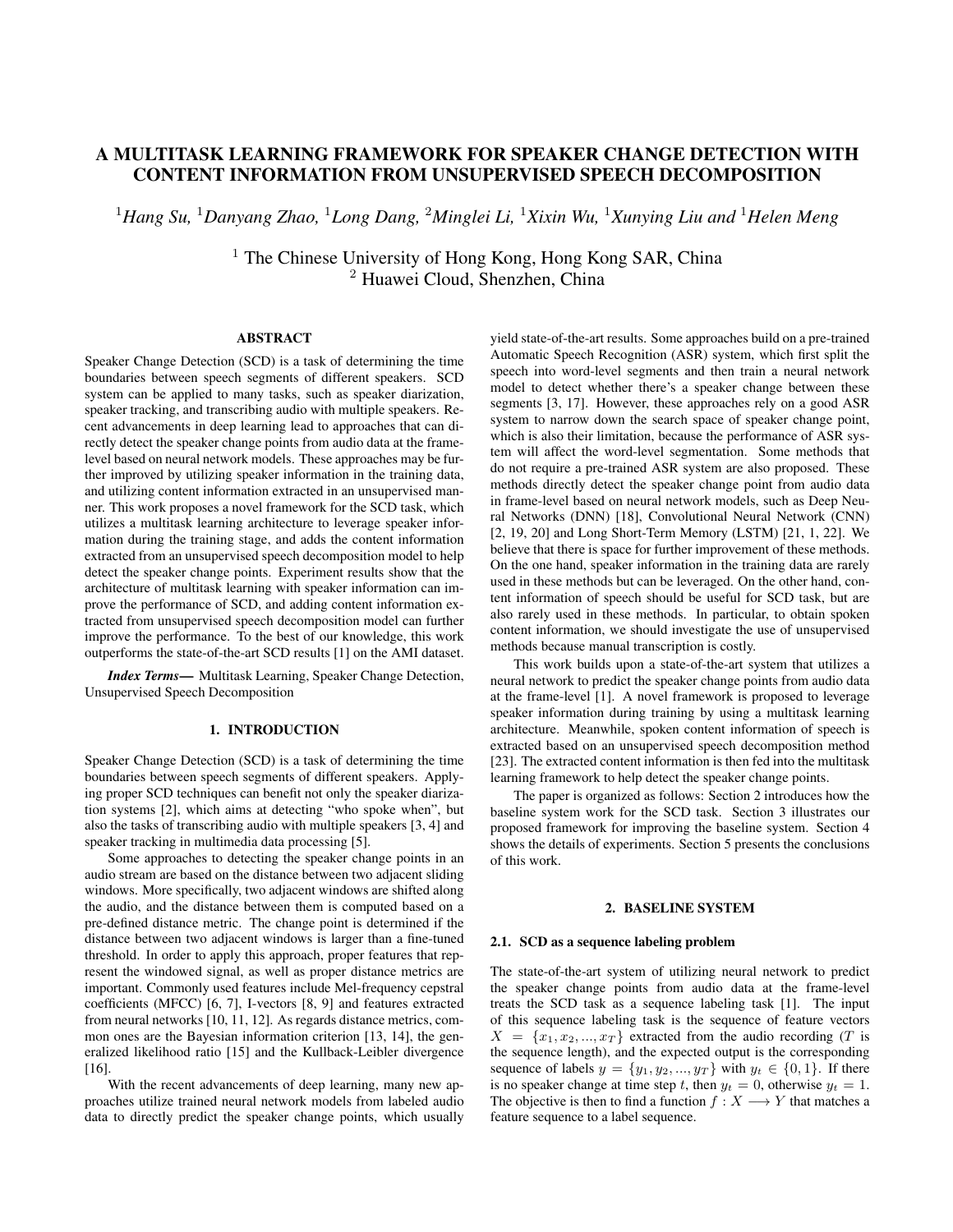# A MULTITASK LEARNING FRAMEWORK FOR SPEAKER CHANGE DETECTION WITH CONTENT INFORMATION FROM UNSUPERVISED SPEECH DECOMPOSITION

[1]*Hang Su,* [1]*Danyang Zhao,* [1]*Long Dang,* [2]*Minglei Li,* [1]*Xixin Wu,* [1]*Xunying Liu and* [1]*Helen Meng*

[1] The Chinese University of Hong Kong, Hong Kong SAR, China
[2] Huawei Cloud, Shenzhen, China

## ABSTRACT

Speaker Change Detection (SCD) is a task of determining the time boundaries between speech segments of different speakers. SCD system can be applied to many tasks, such as speaker diarization, speaker tracking, and transcribing audio with multiple speakers. Recent advancements in deep learning lead to approaches that can directly detect the speaker change points from audio data at the frame-level based on neural network models. These approaches may be further improved by utilizing speaker information in the training data, and utilizing content information extracted in an unsupervised manner. This work proposes a novel framework for the SCD task, which utilizes a multitask learning architecture to leverage speaker information during the training stage, and adds the content information extracted from an unsupervised speech decomposition model to help detect the speaker change points. Experiment results show that the architecture of multitask learning with speaker information can improve the performance of SCD, and adding content information extracted from unsupervised speech decomposition model can further improve the performance. To the best of our knowledge, this work outperforms the state-of-the-art SCD results [1] on the AMI dataset.

***Index Terms*—** Multitask Learning, Speaker Change Detection, Unsupervised Speech Decomposition

## 1. INTRODUCTION

Speaker Change Detection (SCD) is a task of determining the time boundaries between speech segments of different speakers. Applying proper SCD techniques can benefit not only the speaker diarization systems [2], which aims at detecting "who spoke when", but also the tasks of transcribing audio with multiple speakers [3, 4] and speaker tracking in multimedia data processing [5].

Some approaches to detecting the speaker change points in an audio stream are based on the distance between two adjacent sliding windows. More specifically, two adjacent windows are shifted along the audio, and the distance between them is computed based on a pre-defined distance metric. The change point is determined if the distance between two adjacent windows is larger than a fine-tuned threshold. In order to apply this approach, proper features that represent the windowed signal, as well as proper distance metrics are important. Commonly used features include Mel-frequency cepstral coefficients (MFCC) [6, 7], I-vectors [8, 9] and features extracted from neural networks [10, 11, 12]. As regards distance metrics, common ones are the Bayesian information criterion [13, 14], the generalized likelihood ratio [15] and the Kullback-Leibler divergence [16].

With the recent advancements of deep learning, many new approaches utilize trained neural network models from labeled audio data to directly predict the speaker change points, which usually yield state-of-the-art results. Some approaches build on a pre-trained Automatic Speech Recognition (ASR) system, which first split the speech into word-level segments and then train a neural network model to detect whether there's a speaker change between these segments [3, 17]. However, these approaches rely on a good ASR system to narrow down the search space of speaker change point, which is also their limitation, because the performance of ASR system will affect the word-level segmentation. Some methods that do not require a pre-trained ASR system are also proposed. These methods directly detect the speaker change point from audio data in frame-level based on neural network models, such as Deep Neural Networks (DNN) [18], Convolutional Neural Network (CNN) [2, 19, 20] and Long Short-Term Memory (LSTM) [21, 1, 22]. We believe that there is space for further improvement of these methods. On the one hand, speaker information in the training data are rarely used in these methods but can be leveraged. On the other hand, content information of speech should be useful for SCD task, but are also rarely used in these methods. In particular, to obtain spoken content information, we should investigate the use of unsupervised methods because manual transcription is costly.

This work builds upon a state-of-the-art system that utilizes a neural network to predict the speaker change points from audio data at the frame-level [1]. A novel framework is proposed to leverage speaker information during training by using a multitask learning architecture. Meanwhile, spoken content information of speech is extracted based on an unsupervised speech decomposition method [23]. The extracted content information is then fed into the multitask learning framework to help detect the speaker change points.

The paper is organized as follows: Section 2 introduces how the baseline system work for the SCD task. Section 3 illustrates our proposed framework for improving the baseline system. Section 4 shows the details of experiments. Section 5 presents the conclusions of this work.

## 2. BASELINE SYSTEM

### 2.1. SCD as a sequence labeling problem

The state-of-the-art system of utilizing neural network to predict the speaker change points from audio data at the frame-level treats the SCD task as a sequence labeling task [1]. The input of this sequence labeling task is the sequence of feature vectors $X = \{x_1, x_2, ..., x_T\}$ extracted from the audio recording ($T$ is the sequence length), and the expected output is the corresponding sequence of labels $y = \{y_1, y_2, ..., y_T\}$ with $y_t \in \{0, 1\}$. If there is no speaker change at time step $t$, then $y_t = 0$, otherwise $y_t = 1$. The objective is then to find a function $f : X \longrightarrow Y$ that matches a feature sequence to a label sequence.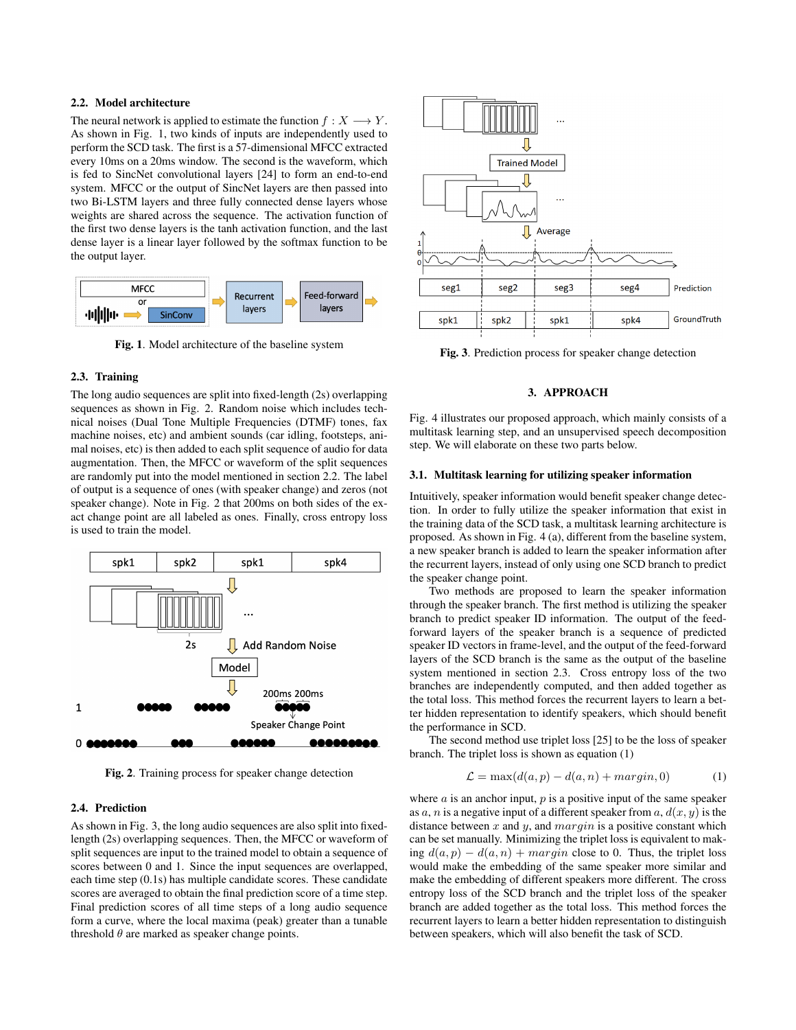### 2.2. Model architecture

The neural network is applied to estimate the function $f : X \longrightarrow Y$. As shown in Fig. 1, two kinds of inputs are independently used to perform the SCD task. The first is a 57-dimensional MFCC extracted every 10ms on a 20ms window. The second is the waveform, which is fed to SincNet convolutional layers [24] to form an end-to-end system. MFCC or the output of SincNet layers are then passed into two Bi-LSTM layers and three fully connected dense layers whose weights are shared across the sequence. The activation function of the first two dense layers is the tanh activation function, and the last dense layer is a linear layer followed by the softmax function to be the output layer.

**Fig. 1**. Model architecture of the baseline system

### 2.3. Training

The long audio sequences are split into fixed-length (2s) overlapping sequences as shown in Fig. 2. Random noise which includes technical noises (Dual Tone Multiple Frequencies (DTMF) tones, fax machine noises, etc) and ambient sounds (car idling, footsteps, animal noises, etc) is then added to each split sequence of audio for data augmentation. Then, the MFCC or waveform of the split sequences are randomly put into the model mentioned in section 2.2. The label of output is a sequence of ones (with speaker change) and zeros (not speaker change). Note in Fig. 2 that 200ms on both sides of the exact change point are all labeled as ones. Finally, cross entropy loss is used to train the model.

**Fig. 2**. Training process for speaker change detection

### 2.4. Prediction

As shown in Fig. 3, the long audio sequences are also split into fixed-length (2s) overlapping sequences. Then, the MFCC or waveform of split sequences are input to the trained model to obtain a sequence of scores between 0 and 1. Since the input sequences are overlapped, each time step (0.1s) has multiple candidate scores. These candidate scores are averaged to obtain the final prediction score of a time step. Final prediction scores of all time steps of a long audio sequence form a curve, where the local maxima (peak) greater than a tunable threshold $\theta$ are marked as speaker change points.

**Fig. 3**. Prediction process for speaker change detection

## 3. APPROACH

Fig. 4 illustrates our proposed approach, which mainly consists of a multitask learning step, and an unsupervised speech decomposition step. We will elaborate on these two parts below.

### 3.1. Multitask learning for utilizing speaker information

Intuitively, speaker information would benefit speaker change detection. In order to fully utilize the speaker information that exist in the training data of the SCD task, a multitask learning architecture is proposed. As shown in Fig. 4 (a), different from the baseline system, a new speaker branch is added to learn the speaker information after the recurrent layers, instead of only using one SCD branch to predict the speaker change point.

Two methods are proposed to learn the speaker information through the speaker branch. The first method is utilizing the speaker branch to predict speaker ID information. The output of the feed-forward layers of the speaker branch is a sequence of predicted speaker ID vectors in frame-level, and the output of the feed-forward layers of the SCD branch is the same as the output of the baseline system mentioned in section 2.3. Cross entropy loss of the two branches are independently computed, and then added together as the total loss. This method forces the recurrent layers to learn a better hidden representation to identify speakers, which should benefit the performance in SCD.

The second method use triplet loss [25] to be the loss of speaker branch. The triplet loss is shown as equation (1)

$$\mathcal{L} = \max(d(a,p) - d(a,n) + margin, 0) \tag{1}$$

where $a$ is an anchor input, $p$ is a positive input of the same speaker as $a$, $n$ is a negative input of a different speaker from $a$, $d(x, y)$ is the distance between $x$ and $y$, and $margin$ is a positive constant which can be set manually. Minimizing the triplet loss is equivalent to making $d(a, p) - d(a, n) + margin$ close to 0. Thus, the triplet loss would make the embedding of the same speaker more similar and make the embedding of different speakers more different. The cross entropy loss of the SCD branch and the triplet loss of the speaker branch are added together as the total loss. This method forces the recurrent layers to learn a better hidden representation to distinguish between speakers, which will also benefit the task of SCD.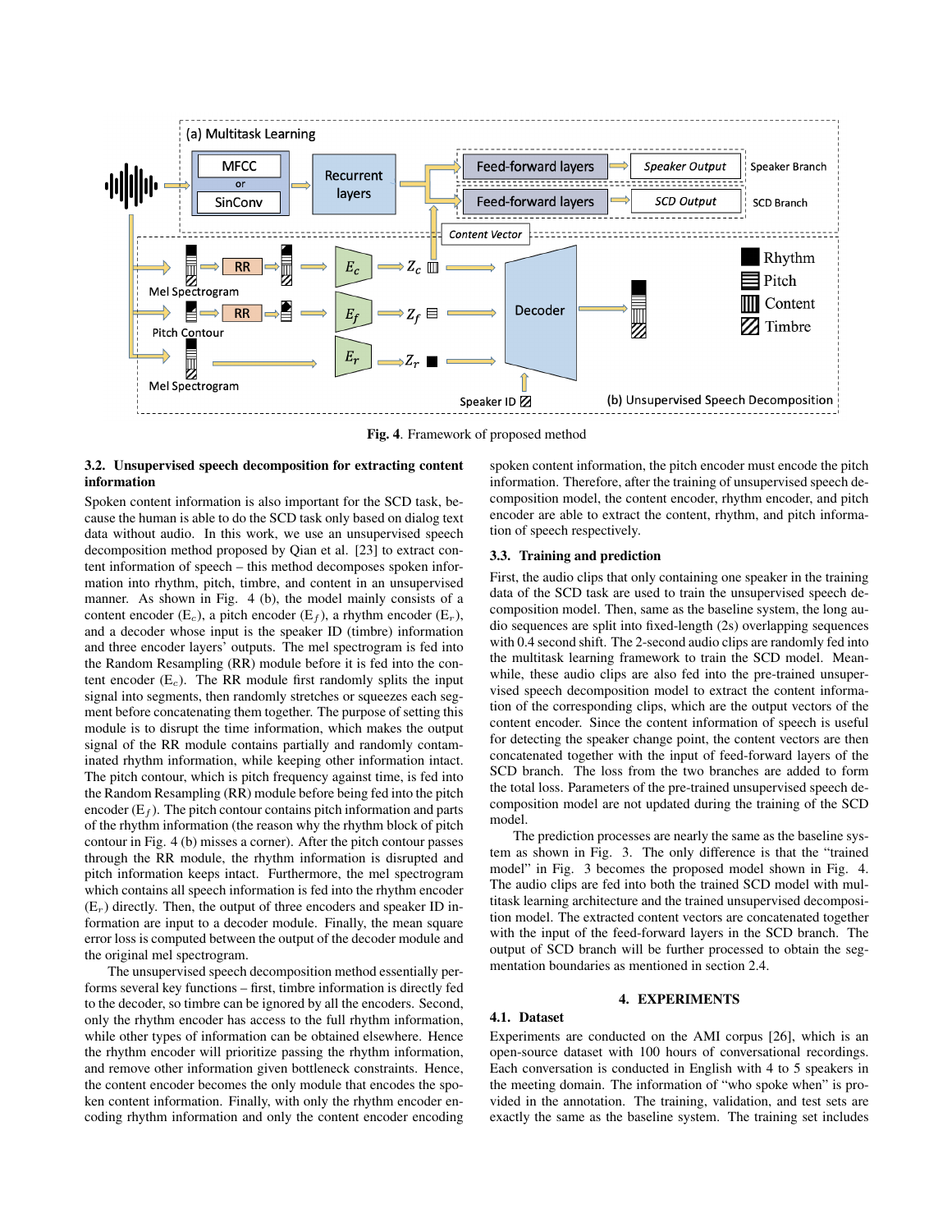Fig. 4. Framework of proposed method

### 3.2. Unsupervised speech decomposition for extracting content information

Spoken content information is also important for the SCD task, because the human is able to do the SCD task only based on dialog text data without audio. In this work, we use an unsupervised speech decomposition method proposed by Qian et al. [23] to extract content information of speech – this method decomposes spoken information into rhythm, pitch, timbre, and content in an unsupervised manner. As shown in Fig. 4 (b), the model mainly consists of a content encoder ($E_c$), a pitch encoder ($E_f$), a rhythm encoder ($E_r$), and a decoder whose input is the speaker ID (timbre) information and three encoder layers' outputs. The mel spectrogram is fed into the Random Resampling (RR) module before it is fed into the content encoder ($E_c$). The RR module first randomly splits the input signal into segments, then randomly stretches or squeezes each segment before concatenating them together. The purpose of setting this module is to disrupt the time information, which makes the output signal of the RR module contains partially and randomly contaminated rhythm information, while keeping other information intact. The pitch contour, which is pitch frequency against time, is fed into the Random Resampling (RR) module before being fed into the pitch encoder ($E_f$). The pitch contour contains pitch information and parts of the rhythm information (the reason why the rhythm block of pitch contour in Fig. 4 (b) misses a corner). After the pitch contour passes through the RR module, the rhythm information is disrupted and pitch information keeps intact. Furthermore, the mel spectrogram which contains all speech information is fed into the rhythm encoder ($E_r$) directly. Then, the output of three encoders and speaker ID information are input to a decoder module. Finally, the mean square error loss is computed between the output of the decoder module and the original mel spectrogram.

The unsupervised speech decomposition method essentially performs several key functions – first, timbre information is directly fed to the decoder, so timbre can be ignored by all the encoders. Second, only the rhythm encoder has access to the full rhythm information, while other types of information can be obtained elsewhere. Hence the rhythm encoder will prioritize passing the rhythm information, and remove other information given bottleneck constraints. Hence, the content encoder becomes the only module that encodes the spoken content information. Finally, with only the rhythm encoder encoding rhythm information and only the content encoder encoding spoken content information, the pitch encoder must encode the pitch information. Therefore, after the training of unsupervised speech decomposition model, the content encoder, rhythm encoder, and pitch encoder are able to extract the content, rhythm, and pitch information of speech respectively.

### 3.3. Training and prediction

First, the audio clips that only containing one speaker in the training data of the SCD task are used to train the unsupervised speech decomposition model. Then, same as the baseline system, the long audio sequences are split into fixed-length (2s) overlapping sequences with 0.4 second shift. The 2-second audio clips are randomly fed into the multitask learning framework to train the SCD model. Meanwhile, these audio clips are also fed into the pre-trained unsupervised speech decomposition model to extract the content information of the corresponding clips, which are the output vectors of the content encoder. Since the content information of speech is useful for detecting the speaker change point, the content vectors are then concatenated together with the input of feed-forward layers of the SCD branch. The loss from the two branches are added to form the total loss. Parameters of the pre-trained unsupervised speech decomposition model are not updated during the training of the SCD model.

The prediction processes are nearly the same as the baseline system as shown in Fig. 3. The only difference is that the "trained model" in Fig. 3 becomes the proposed model shown in Fig. 4. The audio clips are fed into both the trained SCD model with multitask learning architecture and the trained unsupervised decomposition model. The extracted content vectors are concatenated together with the input of the feed-forward layers in the SCD branch. The output of SCD branch will be further processed to obtain the segmentation boundaries as mentioned in section 2.4.

## 4. EXPERIMENTS

### 4.1. Dataset

Experiments are conducted on the AMI corpus [26], which is an open-source dataset with 100 hours of conversational recordings. Each conversation is conducted in English with 4 to 5 speakers in the meeting domain. The information of "who spoke when" is provided in the annotation. The training, validation, and test sets are exactly the same as the baseline system. The training set includes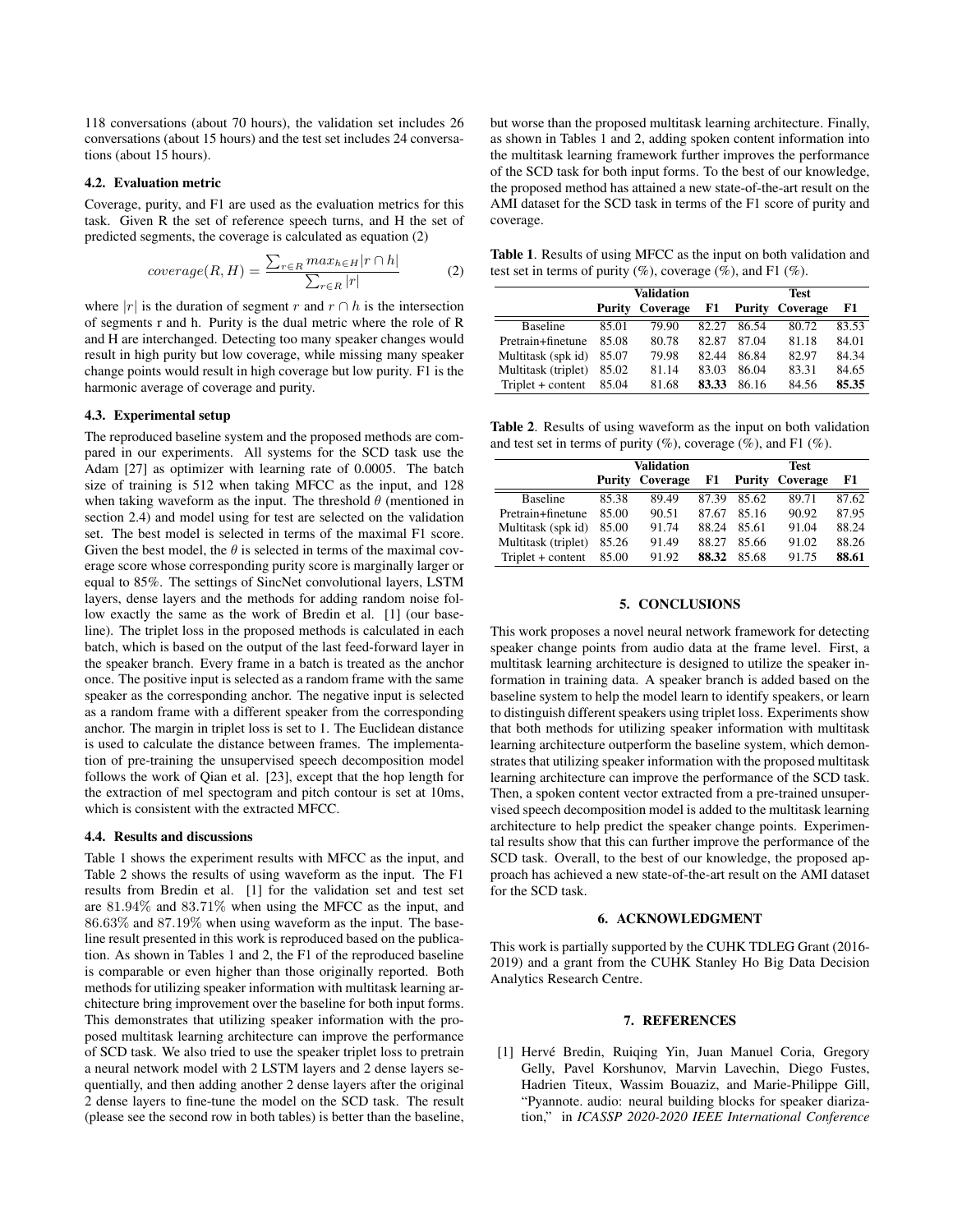118 conversations (about 70 hours), the validation set includes 26 conversations (about 15 hours) and the test set includes 24 conversations (about 15 hours).

### 4.2. Evaluation metric

Coverage, purity, and F1 are used as the evaluation metrics for this task. Given R the set of reference speech turns, and H the set of predicted segments, the coverage is calculated as equation (2)

$$coverage(R, H) = \frac{\sum_{r \in R} max_{h \in H} |r \cap h|}{\sum_{r \in R} |r|} \tag{2}$$

where $|r|$ is the duration of segment $r$ and $r \cap h$ is the intersection of segments r and h. Purity is the dual metric where the role of R and H are interchanged. Detecting too many speaker changes would result in high purity but low coverage, while missing many speaker change points would result in high coverage but low purity. F1 is the harmonic average of coverage and purity.

### 4.3. Experimental setup

The reproduced baseline system and the proposed methods are compared in our experiments. All systems for the SCD task use the Adam [27] as optimizer with learning rate of 0.0005. The batch size of training is 512 when taking MFCC as the input, and 128 when taking waveform as the input. The threshold $\theta$ (mentioned in section 2.4) and model using for test are selected on the validation set. The best model is selected in terms of the maximal F1 score. Given the best model, the $\theta$ is selected in terms of the maximal coverage score whose corresponding purity score is marginally larger or equal to 85%. The settings of SincNet convolutional layers, LSTM layers, dense layers and the methods for adding random noise follow exactly the same as the work of Bredin et al. [1] (our baseline). The triplet loss in the proposed methods is calculated in each batch, which is based on the output of the last feed-forward layer in the speaker branch. Every frame in a batch is treated as the anchor once. The positive input is selected as a random frame with the same speaker as the corresponding anchor. The negative input is selected as a random frame with a different speaker from the corresponding anchor. The margin in triplet loss is set to 1. The Euclidean distance is used to calculate the distance between frames. The implementation of pre-training the unsupervised speech decomposition model follows the work of Qian et al. [23], except that the hop length for the extraction of mel spectogram and pitch contour is set at 10ms, which is consistent with the extracted MFCC.

### 4.4. Results and discussions

Table 1 shows the experiment results with MFCC as the input, and Table 2 shows the results of using waveform as the input. The F1 results from Bredin et al. [1] for the validation set and test set are $81.94\%$ and $83.71\%$ when using the MFCC as the input, and $86.63\%$ and $87.19\%$ when using waveform as the input. The baseline result presented in this work is reproduced based on the publication. As shown in Tables 1 and 2, the F1 of the reproduced baseline is comparable or even higher than those originally reported. Both methods for utilizing speaker information with multitask learning architecture bring improvement over the baseline for both input forms. This demonstrates that utilizing speaker information with the proposed multitask learning architecture can improve the performance of SCD task. We also tried to use the speaker triplet loss to pretrain a neural network model with 2 LSTM layers and 2 dense layers sequentially, and then adding another 2 dense layers after the original 2 dense layers to fine-tune the model on the SCD task. The result (please see the second row in both tables) is better than the baseline, but worse than the proposed multitask learning architecture. Finally, as shown in Tables 1 and 2, adding spoken content information into the multitask learning framework further improves the performance of the SCD task for both input forms. To the best of our knowledge, the proposed method has attained a new state-of-the-art result on the AMI dataset for the SCD task in terms of the F1 score of purity and coverage.

**Table 1**. Results of using MFCC as the input on both validation and test set in terms of purity (%), coverage (%), and F1 (%).

| | Validation | | | Test | | |
|---|---|---|---|---|---|---|
| | **Purity** | **Coverage** | **F1** | **Purity** | **Coverage** | **F1** |
| Baseline | 85.01 | 79.90 | 82.27 | 86.54 | 80.72 | 83.53 |
| Pretrain+finetune | 85.08 | 80.78 | 82.87 | 87.04 | 81.18 | 84.01 |
| Multitask (spk id) | 85.07 | 79.98 | 82.44 | 86.84 | 82.97 | 84.34 |
| Multitask (triplet) | 85.02 | 81.14 | 83.03 | 86.04 | 83.31 | 84.65 |
| Triplet + content | 85.04 | 81.68 | **83.33** | 86.16 | 84.56 | **85.35** |

**Table 2**. Results of using waveform as the input on both validation and test set in terms of purity (%), coverage (%), and F1 (%).

| | Validation | | | Test | | |
|---|---|---|---|---|---|---|
| | **Purity** | **Coverage** | **F1** | **Purity** | **Coverage** | **F1** |
| Baseline | 85.38 | 89.49 | 87.39 | 85.62 | 89.71 | 87.62 |
| Pretrain+finetune | 85.00 | 90.51 | 87.67 | 85.16 | 90.92 | 87.95 |
| Multitask (spk id) | 85.00 | 91.74 | 88.24 | 85.61 | 91.04 | 88.24 |
| Multitask (triplet) | 85.26 | 91.49 | 88.27 | 85.66 | 91.02 | 88.26 |
| Triplet + content | 85.00 | 91.92 | **88.32** | 85.68 | 91.75 | **88.61** |

## 5. CONCLUSIONS

This work proposes a novel neural network framework for detecting speaker change points from audio data at the frame level. First, a multitask learning architecture is designed to utilize the speaker information in training data. A speaker branch is added based on the baseline system to help the model learn to identify speakers, or learn to distinguish different speakers using triplet loss. Experiments show that both methods for utilizing speaker information with multitask learning architecture outperform the baseline system, which demonstrates that utilizing speaker information with the proposed multitask learning architecture can improve the performance of the SCD task. Then, a spoken content vector extracted from a pre-trained unsupervised speech decomposition model is added to the multitask learning architecture to help predict the speaker change points. Experimental results show that this can further improve the performance of the SCD task. Overall, to the best of our knowledge, the proposed approach has achieved a new state-of-the-art result on the AMI dataset for the SCD task.

## 6. ACKNOWLEDGMENT

This work is partially supported by the CUHK TDLEG Grant (2016-2019) and a grant from the CUHK Stanley Ho Big Data Decision Analytics Research Centre.

## 7. REFERENCES

[1] Hervé Bredin, Ruiqing Yin, Juan Manuel Coria, Gregory Gelly, Pavel Korshunov, Marvin Lavechin, Diego Fustes, Hadrien Titeux, Wassim Bouaziz, and Marie-Philippe Gill, "Pyannote. audio: neural building blocks for speaker diarization," in *ICASSP 2020-2020 IEEE International Conference*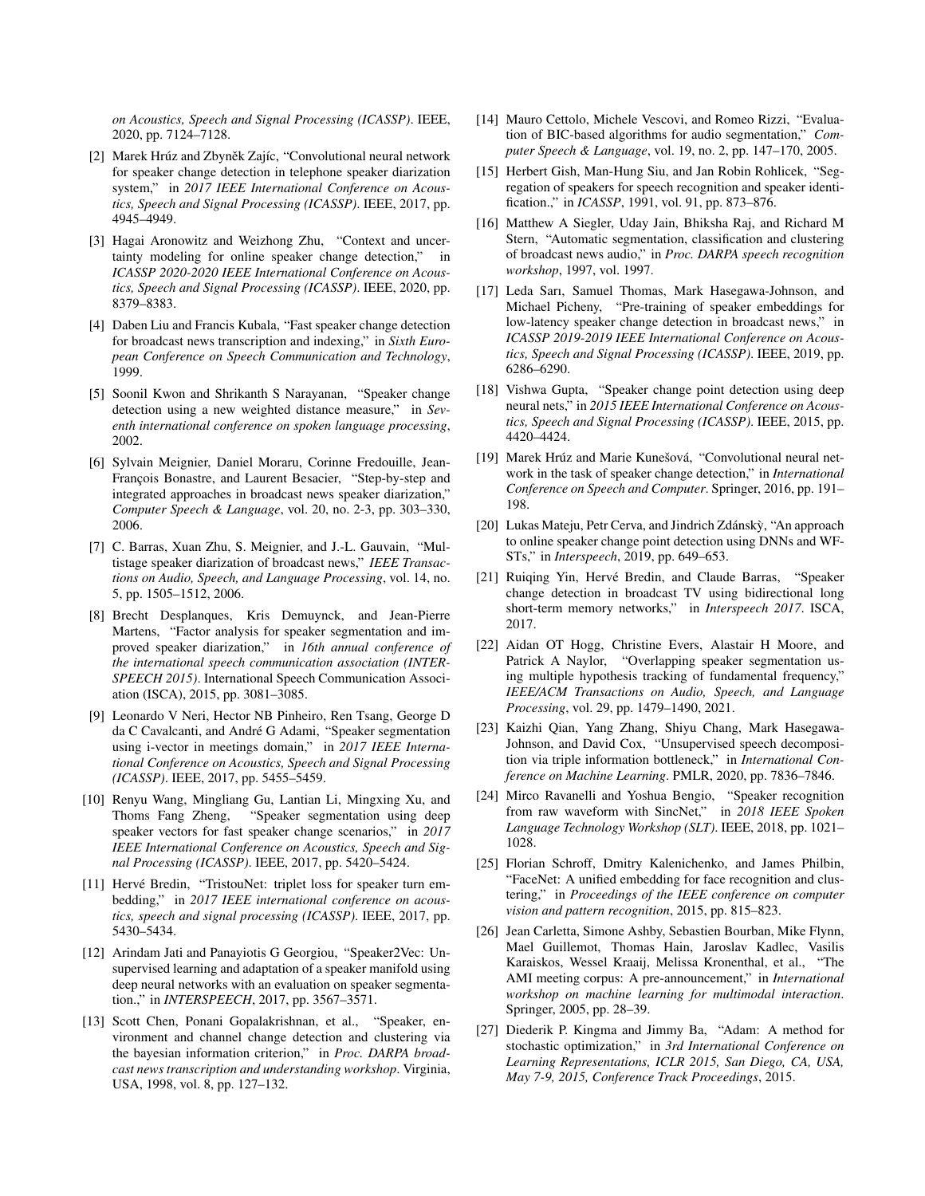*on Acoustics, Speech and Signal Processing (ICASSP)*. IEEE, 2020, pp. 7124–7128.

[2] Marek Hrúz and Zbyněk Zajíc, "Convolutional neural network for speaker change detection in telephone speaker diarization system," in *2017 IEEE International Conference on Acoustics, Speech and Signal Processing (ICASSP)*. IEEE, 2017, pp. 4945–4949.

[3] Hagai Aronowitz and Weizhong Zhu, "Context and uncertainty modeling for online speaker change detection," in *ICASSP 2020-2020 IEEE International Conference on Acoustics, Speech and Signal Processing (ICASSP)*. IEEE, 2020, pp. 8379–8383.

[4] Daben Liu and Francis Kubala, "Fast speaker change detection for broadcast news transcription and indexing," in *Sixth European Conference on Speech Communication and Technology*, 1999.

[5] Soonil Kwon and Shrikanth S Narayanan, "Speaker change detection using a new weighted distance measure," in *Seventh international conference on spoken language processing*, 2002.

[6] Sylvain Meignier, Daniel Moraru, Corinne Fredouille, Jean-François Bonastre, and Laurent Besacier, "Step-by-step and integrated approaches in broadcast news speaker diarization," *Computer Speech & Language*, vol. 20, no. 2-3, pp. 303–330, 2006.

[7] C. Barras, Xuan Zhu, S. Meignier, and J.-L. Gauvain, "Multistage speaker diarization of broadcast news," *IEEE Transactions on Audio, Speech, and Language Processing*, vol. 14, no. 5, pp. 1505–1512, 2006.

[8] Brecht Desplanques, Kris Demuynck, and Jean-Pierre Martens, "Factor analysis for speaker segmentation and improved speaker diarization," in *16th annual conference of the international speech communication association (INTERSPEECH 2015)*. International Speech Communication Association (ISCA), 2015, pp. 3081–3085.

[9] Leonardo V Neri, Hector NB Pinheiro, Ren Tsang, George D da C Cavalcanti, and André G Adami, "Speaker segmentation using i-vector in meetings domain," in *2017 IEEE International Conference on Acoustics, Speech and Signal Processing (ICASSP)*. IEEE, 2017, pp. 5455–5459.

[10] Renyu Wang, Mingliang Gu, Lantian Li, Mingxing Xu, and Thoms Fang Zheng, "Speaker segmentation using deep speaker vectors for fast speaker change scenarios," in *2017 IEEE International Conference on Acoustics, Speech and Signal Processing (ICASSP)*. IEEE, 2017, pp. 5420–5424.

[11] Hervé Bredin, "TristouNet: triplet loss for speaker turn embedding," in *2017 IEEE international conference on acoustics, speech and signal processing (ICASSP)*. IEEE, 2017, pp. 5430–5434.

[12] Arindam Jati and Panayiotis G Georgiou, "Speaker2Vec: Unsupervised learning and adaptation of a speaker manifold using deep neural networks with an evaluation on speaker segmentation.," in *INTERSPEECH*, 2017, pp. 3567–3571.

[13] Scott Chen, Ponani Gopalakrishnan, et al., "Speaker, environment and channel change detection and clustering via the bayesian information criterion," in *Proc. DARPA broadcast news transcription and understanding workshop*. Virginia, USA, 1998, vol. 8, pp. 127–132.

[14] Mauro Cettolo, Michele Vescovi, and Romeo Rizzi, "Evaluation of BIC-based algorithms for audio segmentation," *Computer Speech & Language*, vol. 19, no. 2, pp. 147–170, 2005.

[15] Herbert Gish, Man-Hung Siu, and Jan Robin Rohlicek, "Segregation of speakers for speech recognition and speaker identification.," in *ICASSP*, 1991, vol. 91, pp. 873–876.

[16] Matthew A Siegler, Uday Jain, Bhiksha Raj, and Richard M Stern, "Automatic segmentation, classification and clustering of broadcast news audio," in *Proc. DARPA speech recognition workshop*, 1997, vol. 1997.

[17] Leda Sarı, Samuel Thomas, Mark Hasegawa-Johnson, and Michael Picheny, "Pre-training of speaker embeddings for low-latency speaker change detection in broadcast news," in *ICASSP 2019-2019 IEEE International Conference on Acoustics, Speech and Signal Processing (ICASSP)*. IEEE, 2019, pp. 6286–6290.

[18] Vishwa Gupta, "Speaker change point detection using deep neural nets," in *2015 IEEE International Conference on Acoustics, Speech and Signal Processing (ICASSP)*. IEEE, 2015, pp. 4420–4424.

[19] Marek Hrúz and Marie Kunešová, "Convolutional neural network in the task of speaker change detection," in *International Conference on Speech and Computer*. Springer, 2016, pp. 191–198.

[20] Lukas Mateju, Petr Cerva, and Jindrich Zdánskỳ, "An approach to online speaker change point detection using DNNs and WFSTs," in *Interspeech*, 2019, pp. 649–653.

[21] Ruiqing Yin, Hervé Bredin, and Claude Barras, "Speaker change detection in broadcast TV using bidirectional long short-term memory networks," in *Interspeech 2017*. ISCA, 2017.

[22] Aidan OT Hogg, Christine Evers, Alastair H Moore, and Patrick A Naylor, "Overlapping speaker segmentation using multiple hypothesis tracking of fundamental frequency," *IEEE/ACM Transactions on Audio, Speech, and Language Processing*, vol. 29, pp. 1479–1490, 2021.

[23] Kaizhi Qian, Yang Zhang, Shiyu Chang, Mark Hasegawa-Johnson, and David Cox, "Unsupervised speech decomposition via triple information bottleneck," in *International Conference on Machine Learning*. PMLR, 2020, pp. 7836–7846.

[24] Mirco Ravanelli and Yoshua Bengio, "Speaker recognition from raw waveform with SincNet," in *2018 IEEE Spoken Language Technology Workshop (SLT)*. IEEE, 2018, pp. 1021–1028.

[25] Florian Schroff, Dmitry Kalenichenko, and James Philbin, "FaceNet: A unified embedding for face recognition and clustering," in *Proceedings of the IEEE conference on computer vision and pattern recognition*, 2015, pp. 815–823.

[26] Jean Carletta, Simone Ashby, Sebastien Bourban, Mike Flynn, Mael Guillemot, Thomas Hain, Jaroslav Kadlec, Vasilis Karaiskos, Wessel Kraaij, Melissa Kronenthal, et al., "The AMI meeting corpus: A pre-announcement," in *International workshop on machine learning for multimodal interaction*. Springer, 2005, pp. 28–39.

[27] Diederik P. Kingma and Jimmy Ba, "Adam: A method for stochastic optimization," in *3rd International Conference on Learning Representations, ICLR 2015, San Diego, CA, USA, May 7-9, 2015, Conference Track Proceedings*, 2015.